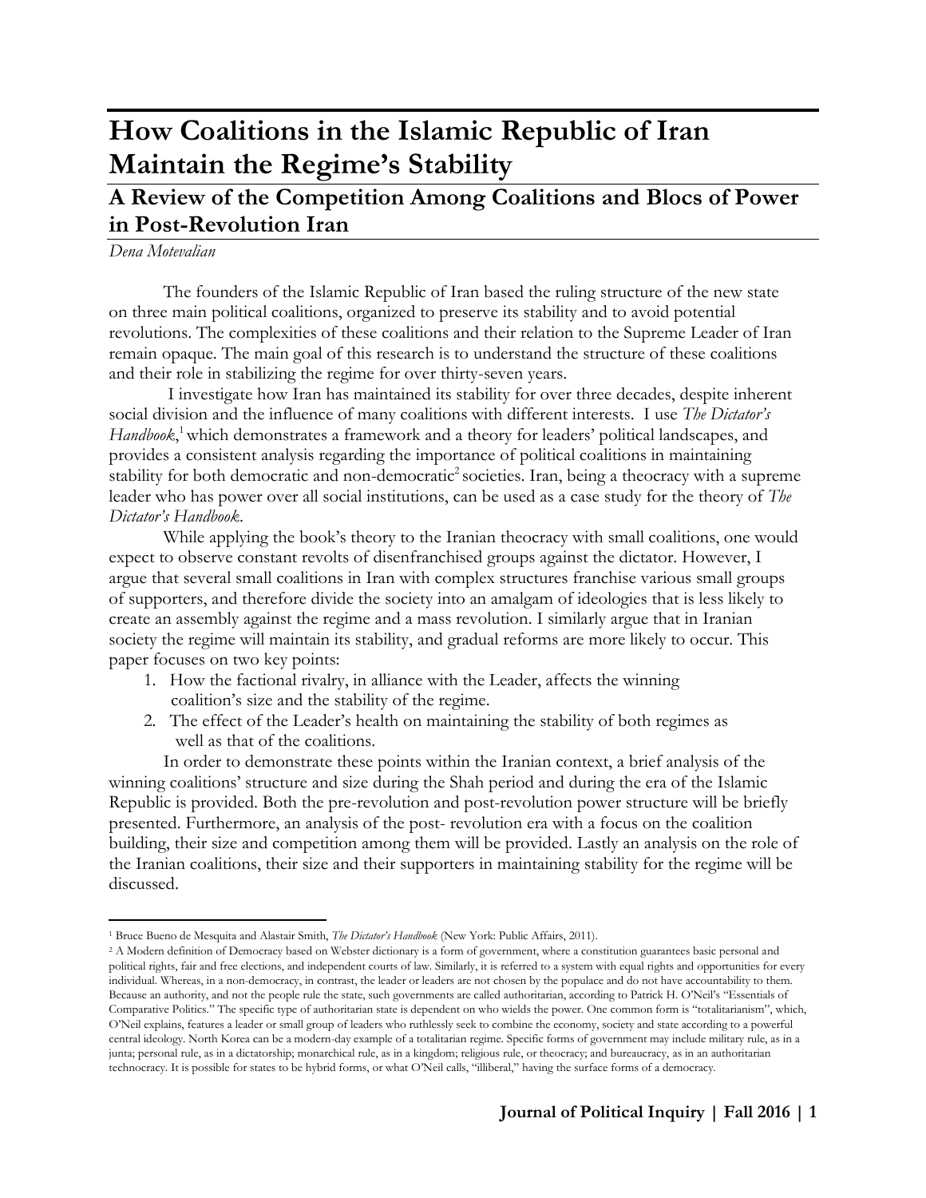# How Coalitions in the Islamic Republic of Iran Maintain the Regime's Stability

## A Review of the Competition Among Coalitions and Blocs of Power in Post-Revolution Iran

*Dena Motevalian*

The founders of the Islamic Republic of Iran based the ruling structure of the new state on three main political coalitions, organized to preserve its stability and to avoid potential revolutions. The complexities of these coalitions and their relation to the Supreme Leader of Iran remain opaque. The main goal of this research is to understand the structure of these coalitions and their role in stabilizing the regime for over thirty-seven years.

I investigate how Iran has maintained its stability for over three decades, despite inherent social division and the influence of many coalitions with different interests. I use *The Dictator's Handbook*,[1] which demonstrates a framework and a theory for leaders' political landscapes, and provides a consistent analysis regarding the importance of political coalitions in maintaining stability for both democratic and non-democratic[2] societies. Iran, being a theocracy with a supreme leader who has power over all social institutions, can be used as a case study for the theory of *The Dictator's Handbook*.

While applying the book's theory to the Iranian theocracy with small coalitions, one would expect to observe constant revolts of disenfranchised groups against the dictator. However, I argue that several small coalitions in Iran with complex structures franchise various small groups of supporters, and therefore divide the society into an amalgam of ideologies that is less likely to create an assembly against the regime and a mass revolution. I similarly argue that in Iranian society the regime will maintain its stability, and gradual reforms are more likely to occur. This paper focuses on two key points:

1. How the factional rivalry, in alliance with the Leader, affects the winning coalition's size and the stability of the regime.
2. The effect of the Leader's health on maintaining the stability of both regimes as well as that of the coalitions.

In order to demonstrate these points within the Iranian context, a brief analysis of the winning coalitions' structure and size during the Shah period and during the era of the Islamic Republic is provided. Both the pre-revolution and post-revolution power structure will be briefly presented. Furthermore, an analysis of the post- revolution era with a focus on the coalition building, their size and competition among them will be provided. Lastly an analysis on the role of the Iranian coalitions, their size and their supporters in maintaining stability for the regime will be discussed.

---

[1] Bruce Bueno de Mesquita and Alastair Smith, *The Dictator's Handbook* (New York: Public Affairs, 2011).

[2] A Modern definition of Democracy based on Webster dictionary is a form of government, where a constitution guarantees basic personal and political rights, fair and free elections, and independent courts of law. Similarly, it is referred to a system with equal rights and opportunities for every individual. Whereas, in a non-democracy, in contrast, the leader or leaders are not chosen by the populace and do not have accountability to them. Because an authority, and not the people rule the state, such governments are called authoritarian, according to Patrick H. O'Neil's "Essentials of Comparative Politics." The specific type of authoritarian state is dependent on who wields the power. One common form is "totalitarianism", which, O'Neil explains, features a leader or small group of leaders who ruthlessly seek to combine the economy, society and state according to a powerful central ideology. North Korea can be a modern-day example of a totalitarian regime. Specific forms of government may include military rule, as in a junta; personal rule, as in a dictatorship; monarchical rule, as in a kingdom; religious rule, or theocracy; and bureaucracy, as in an authoritarian technocracy. It is possible for states to be hybrid forms, or what O'Neil calls, "illiberal," having the surface forms of a democracy.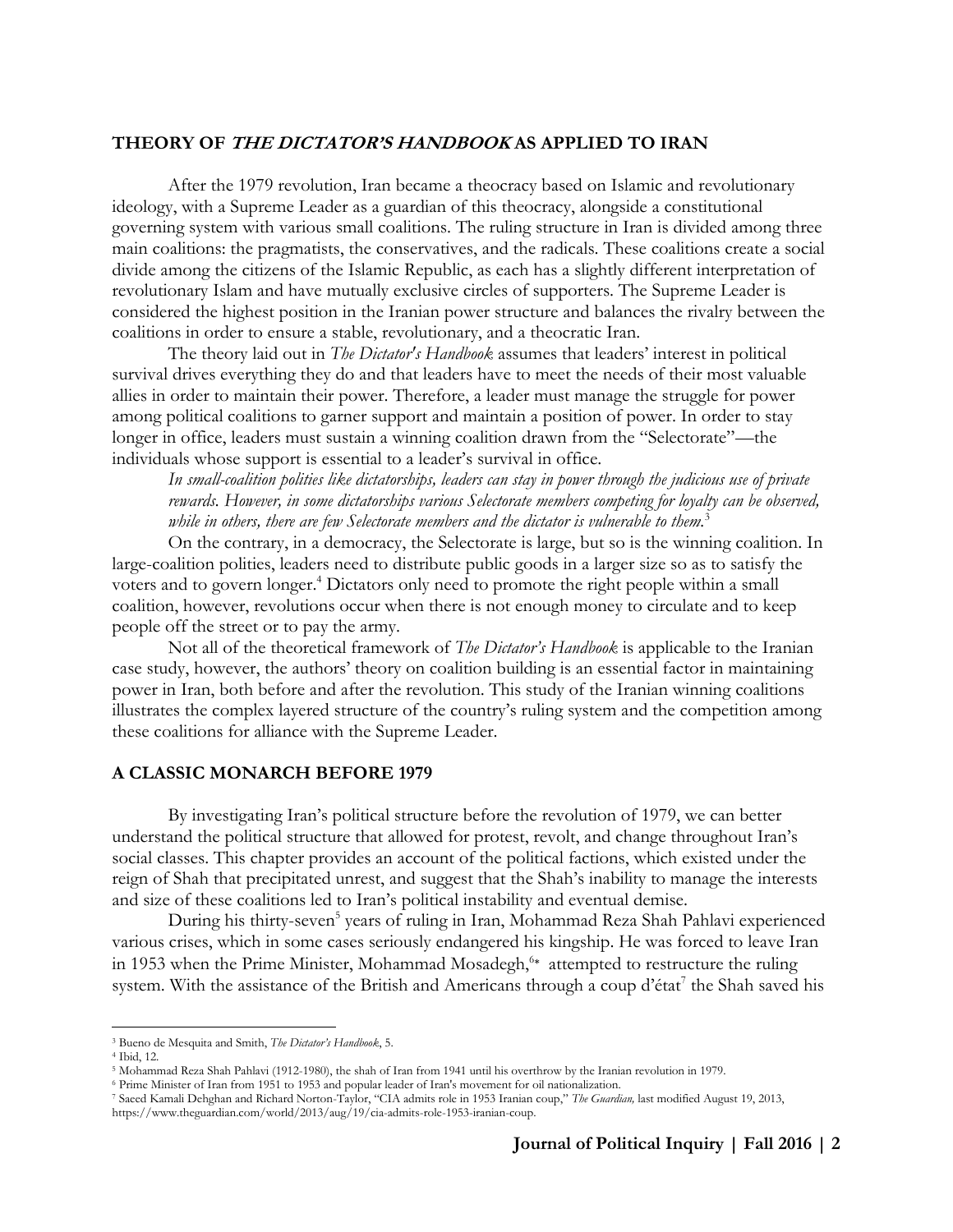## THEORY OF *THE DICTATOR'S HANDBOOK* AS APPLIED TO IRAN

After the 1979 revolution, Iran became a theocracy based on Islamic and revolutionary ideology, with a Supreme Leader as a guardian of this theocracy, alongside a constitutional governing system with various small coalitions. The ruling structure in Iran is divided among three main coalitions: the pragmatists, the conservatives, and the radicals. These coalitions create a social divide among the citizens of the Islamic Republic, as each has a slightly different interpretation of revolutionary Islam and have mutually exclusive circles of supporters. The Supreme Leader is considered the highest position in the Iranian power structure and balances the rivalry between the coalitions in order to ensure a stable, revolutionary, and a theocratic Iran.

The theory laid out in *The Dictator's Handbook* assumes that leaders' interest in political survival drives everything they do and that leaders have to meet the needs of their most valuable allies in order to maintain their power. Therefore, a leader must manage the struggle for power among political coalitions to garner support and maintain a position of power. In order to stay longer in office, leaders must sustain a winning coalition drawn from the "Selectorate"—the individuals whose support is essential to a leader's survival in office.

> *In small-coalition polities like dictatorships, leaders can stay in power through the judicious use of private rewards. However, in some dictatorships various Selectorate members competing for loyalty can be observed, while in others, there are few Selectorate members and the dictator is vulnerable to them.*[3]

On the contrary, in a democracy, the Selectorate is large, but so is the winning coalition. In large-coalition polities, leaders need to distribute public goods in a larger size so as to satisfy the voters and to govern longer.[4] Dictators only need to promote the right people within a small coalition, however, revolutions occur when there is not enough money to circulate and to keep people off the street or to pay the army.

Not all of the theoretical framework of *The Dictator's Handbook* is applicable to the Iranian case study, however, the authors' theory on coalition building is an essential factor in maintaining power in Iran, both before and after the revolution. This study of the Iranian winning coalitions illustrates the complex layered structure of the country's ruling system and the competition among these coalitions for alliance with the Supreme Leader.

## A CLASSIC MONARCH BEFORE 1979

By investigating Iran's political structure before the revolution of 1979, we can better understand the political structure that allowed for protest, revolt, and change throughout Iran's social classes. This chapter provides an account of the political factions, which existed under the reign of Shah that precipitated unrest, and suggest that the Shah's inability to manage the interests and size of these coalitions led to Iran's political instability and eventual demise.

During his thirty-seven[5] years of ruling in Iran, Mohammad Reza Shah Pahlavi experienced various crises, which in some cases seriously endangered his kingship. He was forced to leave Iran in 1953 when the Prime Minister, Mohammad Mosadegh,[6]* attempted to restructure the ruling system. With the assistance of the British and Americans through a coup d'état[7] the Shah saved his

---

[3] Bueno de Mesquita and Smith, *The Dictator's Handbook*, 5.

[4] Ibid, 12.

[5] Mohammad Reza Shah Pahlavi (1912-1980), the shah of Iran from 1941 until his overthrow by the Iranian revolution in 1979.

[6] Prime Minister of Iran from 1951 to 1953 and popular leader of Iran's movement for oil nationalization.

[7] Saeed Kamali Dehghan and Richard Norton-Taylor, "CIA admits role in 1953 Iranian coup," *The Guardian,* last modified August 19, 2013, https://www.theguardian.com/world/2013/aug/19/cia-admits-role-1953-iranian-coup.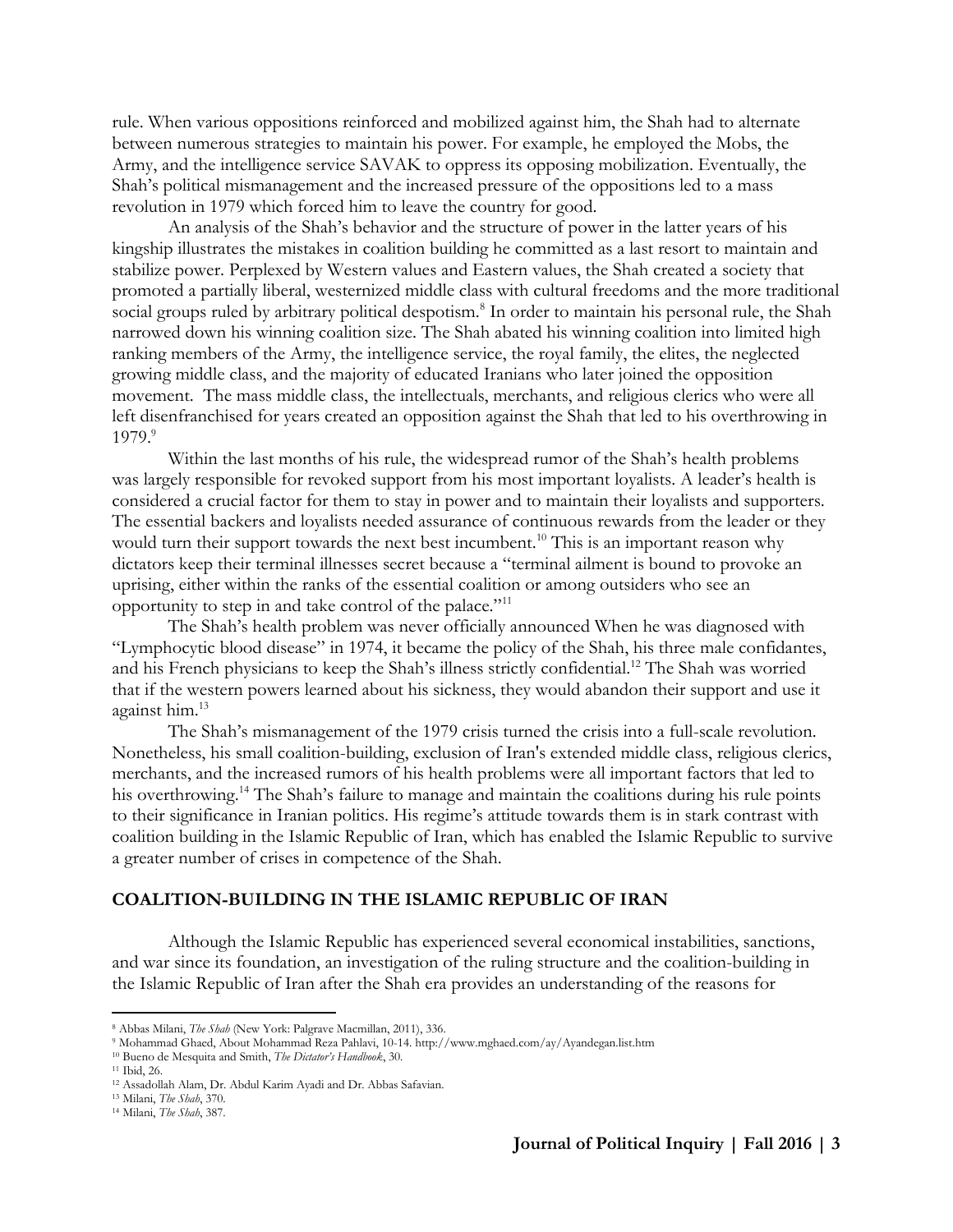rule. When various oppositions reinforced and mobilized against him, the Shah had to alternate between numerous strategies to maintain his power. For example, he employed the Mobs, the Army, and the intelligence service SAVAK to oppress its opposing mobilization. Eventually, the Shah's political mismanagement and the increased pressure of the oppositions led to a mass revolution in 1979 which forced him to leave the country for good.

An analysis of the Shah's behavior and the structure of power in the latter years of his kingship illustrates the mistakes in coalition building he committed as a last resort to maintain and stabilize power. Perplexed by Western values and Eastern values, the Shah created a society that promoted a partially liberal, westernized middle class with cultural freedoms and the more traditional social groups ruled by arbitrary political despotism.[8] In order to maintain his personal rule, the Shah narrowed down his winning coalition size. The Shah abated his winning coalition into limited high ranking members of the Army, the intelligence service, the royal family, the elites, the neglected growing middle class, and the majority of educated Iranians who later joined the opposition movement. The mass middle class, the intellectuals, merchants, and religious clerics who were all left disenfranchised for years created an opposition against the Shah that led to his overthrowing in 1979.[9]

Within the last months of his rule, the widespread rumor of the Shah's health problems was largely responsible for revoked support from his most important loyalists. A leader's health is considered a crucial factor for them to stay in power and to maintain their loyalists and supporters. The essential backers and loyalists needed assurance of continuous rewards from the leader or they would turn their support towards the next best incumbent.[10] This is an important reason why dictators keep their terminal illnesses secret because a "terminal ailment is bound to provoke an uprising, either within the ranks of the essential coalition or among outsiders who see an opportunity to step in and take control of the palace."[11]

The Shah's health problem was never officially announced When he was diagnosed with "Lymphocytic blood disease" in 1974, it became the policy of the Shah, his three male confidantes, and his French physicians to keep the Shah's illness strictly confidential.[12] The Shah was worried that if the western powers learned about his sickness, they would abandon their support and use it against him.[13]

The Shah's mismanagement of the 1979 crisis turned the crisis into a full-scale revolution. Nonetheless, his small coalition-building, exclusion of Iran's extended middle class, religious clerics, merchants, and the increased rumors of his health problems were all important factors that led to his overthrowing.[14] The Shah's failure to manage and maintain the coalitions during his rule points to their significance in Iranian politics. His regime's attitude towards them is in stark contrast with coalition building in the Islamic Republic of Iran, which has enabled the Islamic Republic to survive a greater number of crises in competence of the Shah.

## COALITION-BUILDING IN THE ISLAMIC REPUBLIC OF IRAN

Although the Islamic Republic has experienced several economical instabilities, sanctions, and war since its foundation, an investigation of the ruling structure and the coalition-building in the Islamic Republic of Iran after the Shah era provides an understanding of the reasons for

---

[8] Abbas Milani, *The Shah* (New York: Palgrave Macmillan, 2011), 336.
[9] Mohammad Ghaed, About Mohammad Reza Pahlavi, 10-14. http://www.mghaed.com/ay/Ayandegan.list.htm
[10] Bueno de Mesquita and Smith, *The Dictator's Handbook*, 30.
[11] Ibid, 26.
[12] Assadollah Alam, Dr. Abdul Karim Ayadi and Dr. Abbas Safavian.
[13] Milani, *The Shah*, 370.
[14] Milani, *The Shah*, 387.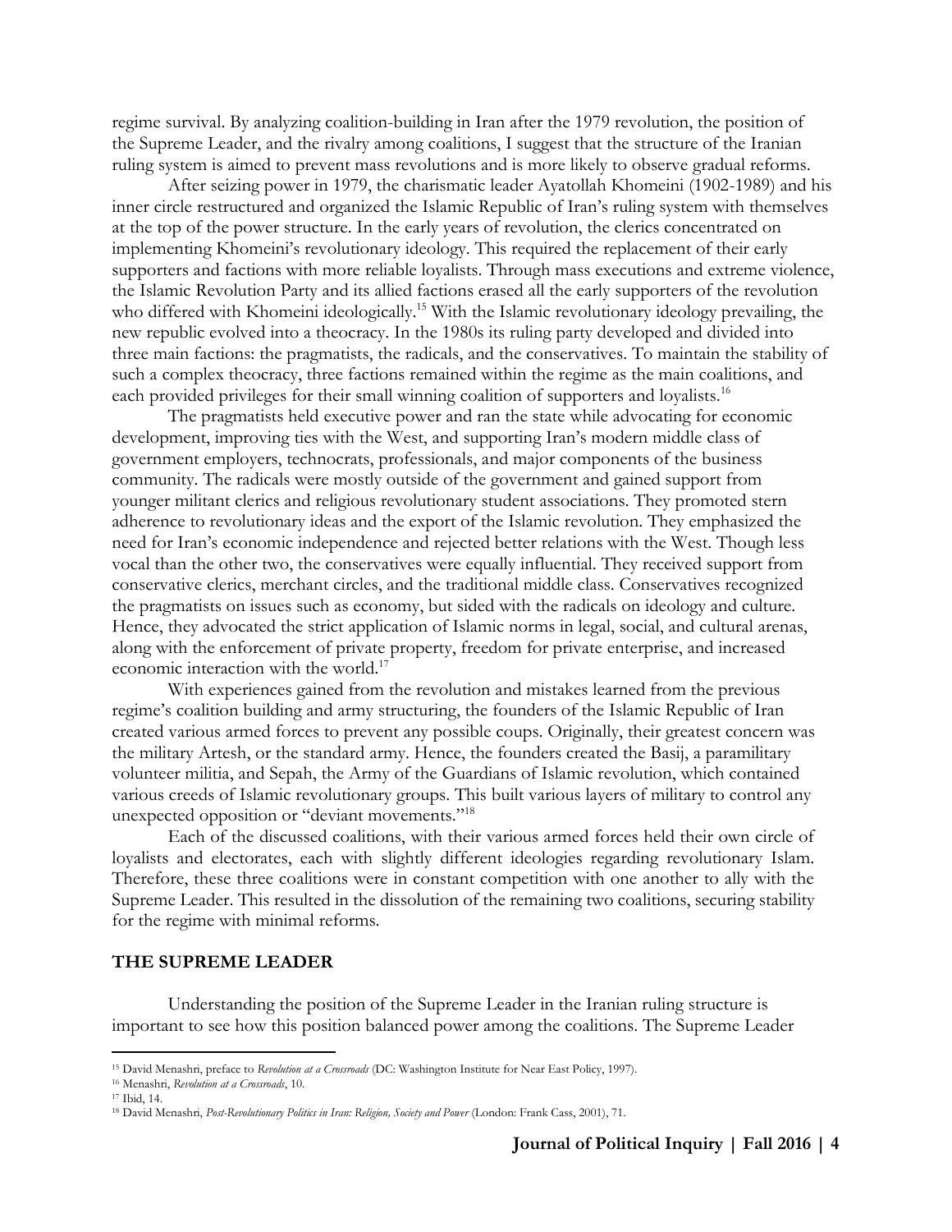regime survival. By analyzing coalition-building in Iran after the 1979 revolution, the position of the Supreme Leader, and the rivalry among coalitions, I suggest that the structure of the Iranian ruling system is aimed to prevent mass revolutions and is more likely to observe gradual reforms.

After seizing power in 1979, the charismatic leader Ayatollah Khomeini (1902-1989) and his inner circle restructured and organized the Islamic Republic of Iran's ruling system with themselves at the top of the power structure. In the early years of revolution, the clerics concentrated on implementing Khomeini's revolutionary ideology. This required the replacement of their early supporters and factions with more reliable loyalists. Through mass executions and extreme violence, the Islamic Revolution Party and its allied factions erased all the early supporters of the revolution who differed with Khomeini ideologically.[15] With the Islamic revolutionary ideology prevailing, the new republic evolved into a theocracy. In the 1980s its ruling party developed and divided into three main factions: the pragmatists, the radicals, and the conservatives. To maintain the stability of such a complex theocracy, three factions remained within the regime as the main coalitions, and each provided privileges for their small winning coalition of supporters and loyalists.[16]

The pragmatists held executive power and ran the state while advocating for economic development, improving ties with the West, and supporting Iran's modern middle class of government employers, technocrats, professionals, and major components of the business community. The radicals were mostly outside of the government and gained support from younger militant clerics and religious revolutionary student associations. They promoted stern adherence to revolutionary ideas and the export of the Islamic revolution. They emphasized the need for Iran's economic independence and rejected better relations with the West. Though less vocal than the other two, the conservatives were equally influential. They received support from conservative clerics, merchant circles, and the traditional middle class. Conservatives recognized the pragmatists on issues such as economy, but sided with the radicals on ideology and culture. Hence, they advocated the strict application of Islamic norms in legal, social, and cultural arenas, along with the enforcement of private property, freedom for private enterprise, and increased economic interaction with the world.[17]

With experiences gained from the revolution and mistakes learned from the previous regime's coalition building and army structuring, the founders of the Islamic Republic of Iran created various armed forces to prevent any possible coups. Originally, their greatest concern was the military Artesh, or the standard army. Hence, the founders created the Basij, a paramilitary volunteer militia, and Sepah, the Army of the Guardians of Islamic revolution, which contained various creeds of Islamic revolutionary groups. This built various layers of military to control any unexpected opposition or "deviant movements."[18]

Each of the discussed coalitions, with their various armed forces held their own circle of loyalists and electorates, each with slightly different ideologies regarding revolutionary Islam. Therefore, these three coalitions were in constant competition with one another to ally with the Supreme Leader. This resulted in the dissolution of the remaining two coalitions, securing stability for the regime with minimal reforms.

## THE SUPREME LEADER

Understanding the position of the Supreme Leader in the Iranian ruling structure is important to see how this position balanced power among the coalitions. The Supreme Leader

---

[15] David Menashri, preface to *Revolution at a Crossroads* (DC: Washington Institute for Near East Policy, 1997).

[16] Menashri, *Revolution at a Crossroads*, 10.

[17] Ibid, 14.

[18] David Menashri, *Post-Revolutionary Politics in Iran: Religion, Society and Power* (London: Frank Cass, 2001), 71.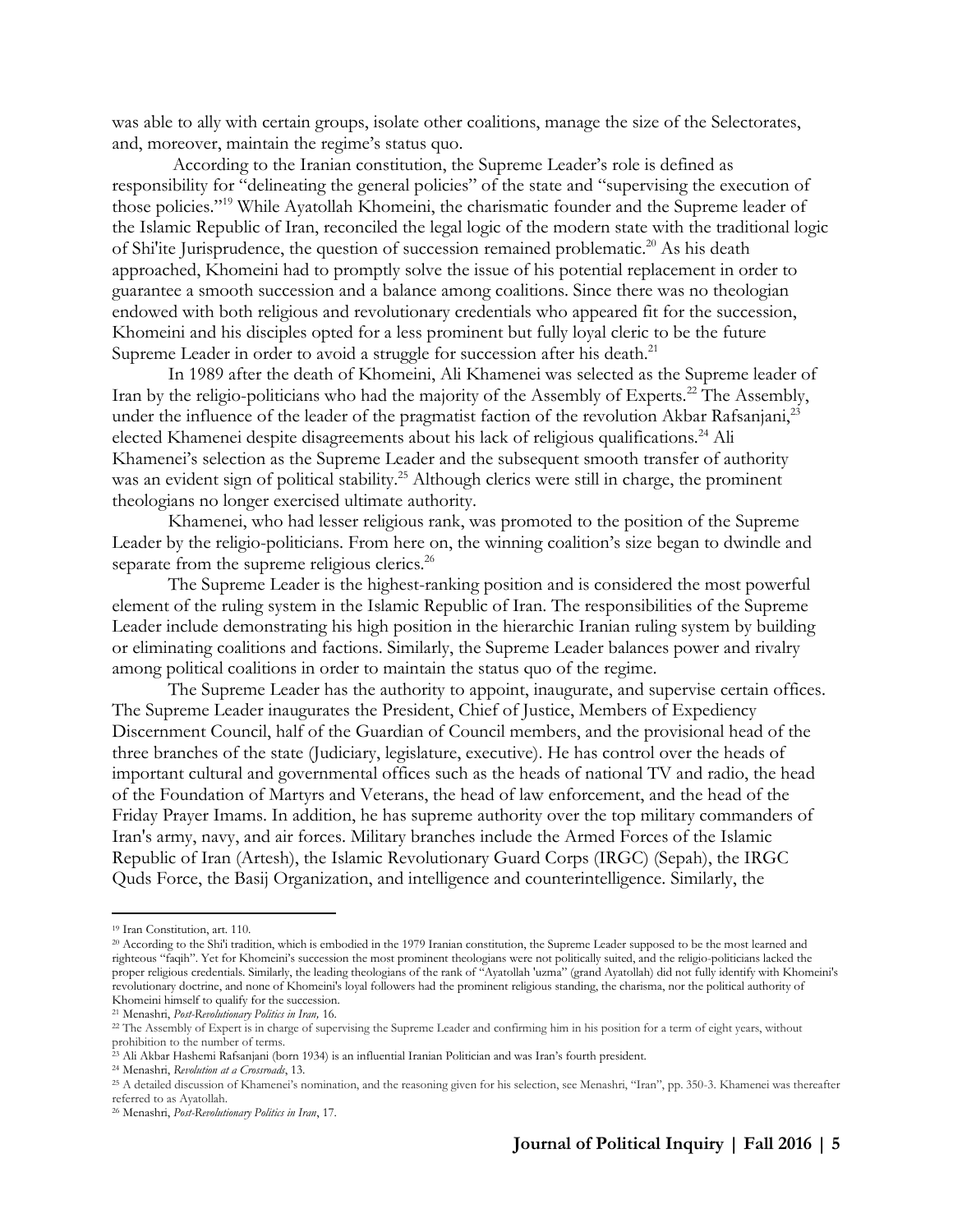was able to ally with certain groups, isolate other coalitions, manage the size of the Selectorates, and, moreover, maintain the regime's status quo.

According to the Iranian constitution, the Supreme Leader's role is defined as responsibility for "delineating the general policies" of the state and "supervising the execution of those policies."[19] While Ayatollah Khomeini, the charismatic founder and the Supreme leader of the Islamic Republic of Iran, reconciled the legal logic of the modern state with the traditional logic of Shi'ite Jurisprudence, the question of succession remained problematic.[20] As his death approached, Khomeini had to promptly solve the issue of his potential replacement in order to guarantee a smooth succession and a balance among coalitions. Since there was no theologian endowed with both religious and revolutionary credentials who appeared fit for the succession, Khomeini and his disciples opted for a less prominent but fully loyal cleric to be the future Supreme Leader in order to avoid a struggle for succession after his death.[21]

In 1989 after the death of Khomeini, Ali Khamenei was selected as the Supreme leader of Iran by the religio-politicians who had the majority of the Assembly of Experts.[22] The Assembly, under the influence of the leader of the pragmatist faction of the revolution Akbar Rafsanjani,[23] elected Khamenei despite disagreements about his lack of religious qualifications.[24] Ali Khamenei's selection as the Supreme Leader and the subsequent smooth transfer of authority was an evident sign of political stability.[25] Although clerics were still in charge, the prominent theologians no longer exercised ultimate authority.

Khamenei, who had lesser religious rank, was promoted to the position of the Supreme Leader by the religio-politicians. From here on, the winning coalition's size began to dwindle and separate from the supreme religious clerics.[26]

The Supreme Leader is the highest-ranking position and is considered the most powerful element of the ruling system in the Islamic Republic of Iran. The responsibilities of the Supreme Leader include demonstrating his high position in the hierarchic Iranian ruling system by building or eliminating coalitions and factions. Similarly, the Supreme Leader balances power and rivalry among political coalitions in order to maintain the status quo of the regime.

The Supreme Leader has the authority to appoint, inaugurate, and supervise certain offices. The Supreme Leader inaugurates the President, Chief of Justice, Members of Expediency Discernment Council, half of the Guardian of Council members, and the provisional head of the three branches of the state (Judiciary, legislature, executive). He has control over the heads of important cultural and governmental offices such as the heads of national TV and radio, the head of the Foundation of Martyrs and Veterans, the head of law enforcement, and the head of the Friday Prayer Imams. In addition, he has supreme authority over the top military commanders of Iran's army, navy, and air forces. Military branches include the Armed Forces of the Islamic Republic of Iran (Artesh), the Islamic Revolutionary Guard Corps (IRGC) (Sepah), the IRGC Quds Force, the Basij Organization, and intelligence and counterintelligence. Similarly, the

---

[19] Iran Constitution, art. 110.

[20] According to the Shi'i tradition, which is embodied in the 1979 Iranian constitution, the Supreme Leader supposed to be the most learned and righteous "faqih". Yet for Khomeini's succession the most prominent theologians were not politically suited, and the religio-politicians lacked the proper religious credentials. Similarly, the leading theologians of the rank of "Ayatollah 'uzma" (grand Ayatollah) did not fully identify with Khomeini's revolutionary doctrine, and none of Khomeini's loyal followers had the prominent religious standing, the charisma, nor the political authority of Khomeini himself to qualify for the succession.

[21] Menashri, *Post-Revolutionary Politics in Iran,* 16.

[22] The Assembly of Expert is in charge of supervising the Supreme Leader and confirming him in his position for a term of eight years, without prohibition to the number of terms.

[23] Ali Akbar Hashemi Rafsanjani (born 1934) is an influential Iranian Politician and was Iran's fourth president.

[24] Menashri, *Revolution at a Crossroads*, 13.

[25] A detailed discussion of Khamenei's nomination, and the reasoning given for his selection, see Menashri, "Iran", pp. 350-3. Khamenei was thereafter referred to as Ayatollah.

[26] Menashri, *Post-Revolutionary Politics in Iran*, 17.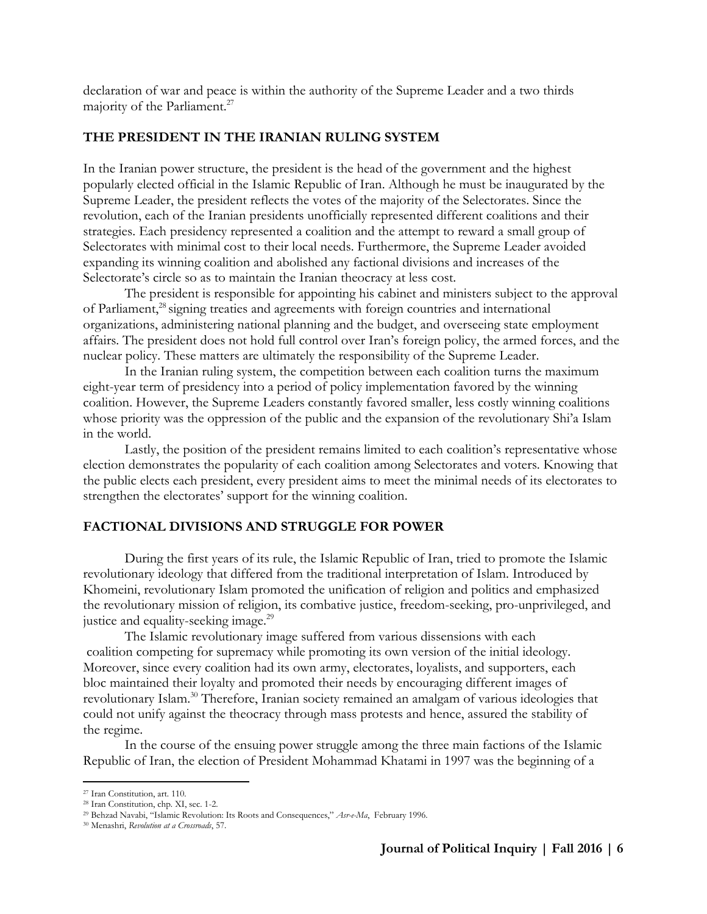declaration of war and peace is within the authority of the Supreme Leader and a two thirds majority of the Parliament.[27]

## THE PRESIDENT IN THE IRANIAN RULING SYSTEM

In the Iranian power structure, the president is the head of the government and the highest popularly elected official in the Islamic Republic of Iran. Although he must be inaugurated by the Supreme Leader, the president reflects the votes of the majority of the Selectorates. Since the revolution, each of the Iranian presidents unofficially represented different coalitions and their strategies. Each presidency represented a coalition and the attempt to reward a small group of Selectorates with minimal cost to their local needs. Furthermore, the Supreme Leader avoided expanding its winning coalition and abolished any factional divisions and increases of the Selectorate's circle so as to maintain the Iranian theocracy at less cost.

The president is responsible for appointing his cabinet and ministers subject to the approval of Parliament,[28] signing treaties and agreements with foreign countries and international organizations, administering national planning and the budget, and overseeing state employment affairs. The president does not hold full control over Iran's foreign policy, the armed forces, and the nuclear policy. These matters are ultimately the responsibility of the Supreme Leader.

In the Iranian ruling system, the competition between each coalition turns the maximum eight-year term of presidency into a period of policy implementation favored by the winning coalition. However, the Supreme Leaders constantly favored smaller, less costly winning coalitions whose priority was the oppression of the public and the expansion of the revolutionary Shi'a Islam in the world.

Lastly, the position of the president remains limited to each coalition's representative whose election demonstrates the popularity of each coalition among Selectorates and voters. Knowing that the public elects each president, every president aims to meet the minimal needs of its electorates to strengthen the electorates' support for the winning coalition.

## FACTIONAL DIVISIONS AND STRUGGLE FOR POWER

During the first years of its rule, the Islamic Republic of Iran, tried to promote the Islamic revolutionary ideology that differed from the traditional interpretation of Islam. Introduced by Khomeini, revolutionary Islam promoted the unification of religion and politics and emphasized the revolutionary mission of religion, its combative justice, freedom-seeking, pro-unprivileged, and justice and equality-seeking image.[29]

The Islamic revolutionary image suffered from various dissensions with each coalition competing for supremacy while promoting its own version of the initial ideology. Moreover, since every coalition had its own army, electorates, loyalists, and supporters, each bloc maintained their loyalty and promoted their needs by encouraging different images of revolutionary Islam.[30] Therefore, Iranian society remained an amalgam of various ideologies that could not unify against the theocracy through mass protests and hence, assured the stability of the regime.

In the course of the ensuing power struggle among the three main factions of the Islamic Republic of Iran, the election of President Mohammad Khatami in 1997 was the beginning of a

---

[27] Iran Constitution, art. 110.

[28] Iran Constitution, chp. XI, sec. 1-2.

[29] Behzad Navabi, "Islamic Revolution: Its Roots and Consequences," *Asr-e-Ma*, February 1996.

[30] Menashri, *Revolution at a Crossroads*, 57.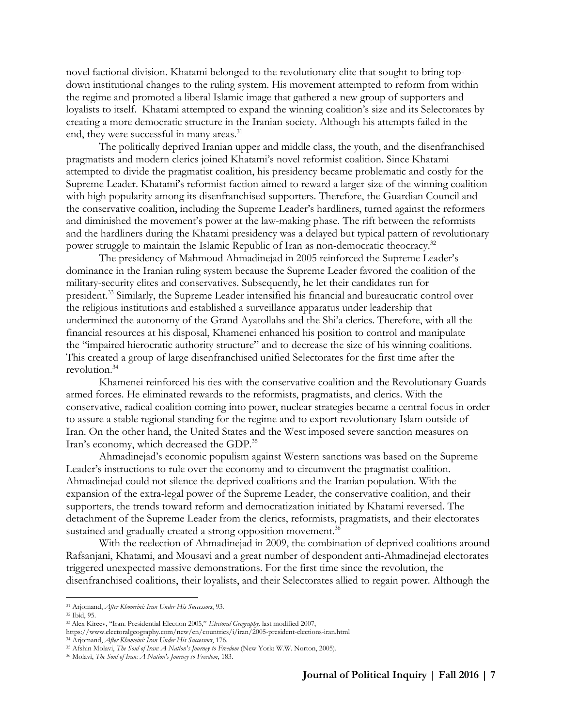novel factional division. Khatami belonged to the revolutionary elite that sought to bring top-down institutional changes to the ruling system. His movement attempted to reform from within the regime and promoted a liberal Islamic image that gathered a new group of supporters and loyalists to itself. Khatami attempted to expand the winning coalition's size and its Selectorates by creating a more democratic structure in the Iranian society. Although his attempts failed in the end, they were successful in many areas.[31]

The politically deprived Iranian upper and middle class, the youth, and the disenfranchised pragmatists and modern clerics joined Khatami's novel reformist coalition. Since Khatami attempted to divide the pragmatist coalition, his presidency became problematic and costly for the Supreme Leader. Khatami's reformist faction aimed to reward a larger size of the winning coalition with high popularity among its disenfranchised supporters. Therefore, the Guardian Council and the conservative coalition, including the Supreme Leader's hardliners, turned against the reformers and diminished the movement's power at the law-making phase. The rift between the reformists and the hardliners during the Khatami presidency was a delayed but typical pattern of revolutionary power struggle to maintain the Islamic Republic of Iran as non-democratic theocracy.[32]

The presidency of Mahmoud Ahmadinejad in 2005 reinforced the Supreme Leader's dominance in the Iranian ruling system because the Supreme Leader favored the coalition of the military-security elites and conservatives. Subsequently, he let their candidates run for president.[33] Similarly, the Supreme Leader intensified his financial and bureaucratic control over the religious institutions and established a surveillance apparatus under leadership that undermined the autonomy of the Grand Ayatollahs and the Shi'a clerics. Therefore, with all the financial resources at his disposal, Khamenei enhanced his position to control and manipulate the "impaired hierocratic authority structure" and to decrease the size of his winning coalitions. This created a group of large disenfranchised unified Selectorates for the first time after the revolution.[34]

Khamenei reinforced his ties with the conservative coalition and the Revolutionary Guards armed forces. He eliminated rewards to the reformists, pragmatists, and clerics. With the conservative, radical coalition coming into power, nuclear strategies became a central focus in order to assure a stable regional standing for the regime and to export revolutionary Islam outside of Iran. On the other hand, the United States and the West imposed severe sanction measures on Iran's economy, which decreased the GDP.[35]

Ahmadinejad's economic populism against Western sanctions was based on the Supreme Leader's instructions to rule over the economy and to circumvent the pragmatist coalition. Ahmadinejad could not silence the deprived coalitions and the Iranian population. With the expansion of the extra-legal power of the Supreme Leader, the conservative coalition, and their supporters, the trends toward reform and democratization initiated by Khatami reversed. The detachment of the Supreme Leader from the clerics, reformists, pragmatists, and their electorates sustained and gradually created a strong opposition movement.[36]

With the reelection of Ahmadinejad in 2009, the combination of deprived coalitions around Rafsanjani, Khatami, and Mousavi and a great number of despondent anti-Ahmadinejad electorates triggered unexpected massive demonstrations. For the first time since the revolution, the disenfranchised coalitions, their loyalists, and their Selectorates allied to regain power. Although the

---

[31] Arjomand, *After Khomeini: Iran Under His Successors*, 93.

[32] Ibid, 95.

[33] Alex Kireev, "Iran. Presidential Election 2005," *Electoral Geography,* last modified 2007, https://www.electoralgeography.com/new/en/countries/i/iran/2005-president-elections-iran.html

[34] Arjomand, *After Khomeini: Iran Under His Successors*, 176.

[35] Afshin Molavi, *The Soul of Iran: A Nation's Journey to Freedom* (New York: W.W. Norton, 2005).

[36] Molavi, *The Soul of Iran: A Nation's Journey to Freedom*, 183.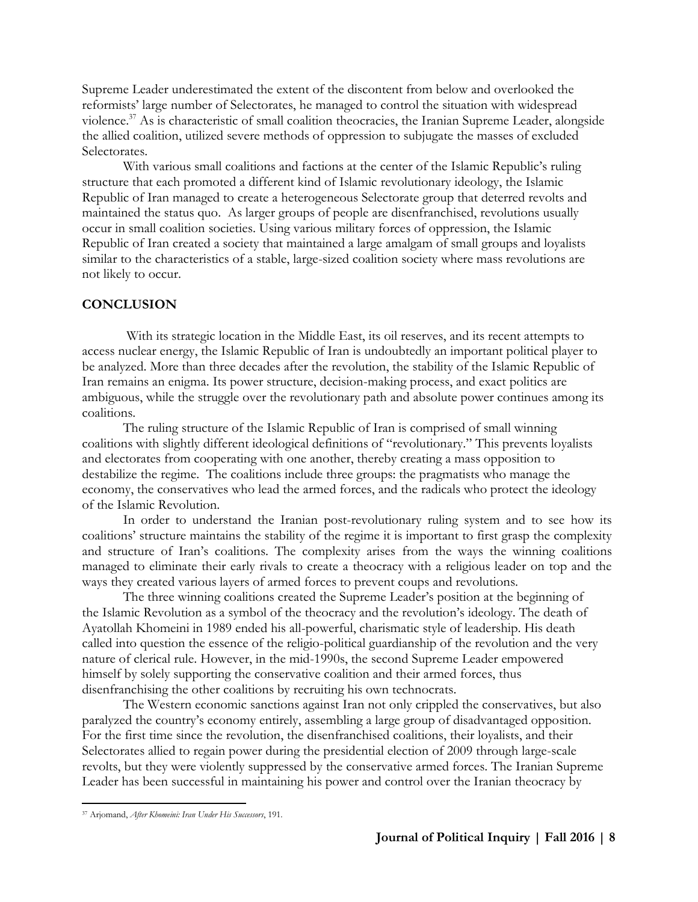Supreme Leader underestimated the extent of the discontent from below and overlooked the reformists' large number of Selectorates, he managed to control the situation with widespread violence.[37] As is characteristic of small coalition theocracies, the Iranian Supreme Leader, alongside the allied coalition, utilized severe methods of oppression to subjugate the masses of excluded Selectorates.

With various small coalitions and factions at the center of the Islamic Republic's ruling structure that each promoted a different kind of Islamic revolutionary ideology, the Islamic Republic of Iran managed to create a heterogeneous Selectorate group that deterred revolts and maintained the status quo. As larger groups of people are disenfranchised, revolutions usually occur in small coalition societies. Using various military forces of oppression, the Islamic Republic of Iran created a society that maintained a large amalgam of small groups and loyalists similar to the characteristics of a stable, large-sized coalition society where mass revolutions are not likely to occur.

## CONCLUSION

With its strategic location in the Middle East, its oil reserves, and its recent attempts to access nuclear energy, the Islamic Republic of Iran is undoubtedly an important political player to be analyzed. More than three decades after the revolution, the stability of the Islamic Republic of Iran remains an enigma. Its power structure, decision-making process, and exact politics are ambiguous, while the struggle over the revolutionary path and absolute power continues among its coalitions.

The ruling structure of the Islamic Republic of Iran is comprised of small winning coalitions with slightly different ideological definitions of "revolutionary." This prevents loyalists and electorates from cooperating with one another, thereby creating a mass opposition to destabilize the regime. The coalitions include three groups: the pragmatists who manage the economy, the conservatives who lead the armed forces, and the radicals who protect the ideology of the Islamic Revolution.

In order to understand the Iranian post-revolutionary ruling system and to see how its coalitions' structure maintains the stability of the regime it is important to first grasp the complexity and structure of Iran's coalitions. The complexity arises from the ways the winning coalitions managed to eliminate their early rivals to create a theocracy with a religious leader on top and the ways they created various layers of armed forces to prevent coups and revolutions.

The three winning coalitions created the Supreme Leader's position at the beginning of the Islamic Revolution as a symbol of the theocracy and the revolution's ideology. The death of Ayatollah Khomeini in 1989 ended his all-powerful, charismatic style of leadership. His death called into question the essence of the religio-political guardianship of the revolution and the very nature of clerical rule. However, in the mid-1990s, the second Supreme Leader empowered himself by solely supporting the conservative coalition and their armed forces, thus disenfranchising the other coalitions by recruiting his own technocrats.

The Western economic sanctions against Iran not only crippled the conservatives, but also paralyzed the country's economy entirely, assembling a large group of disadvantaged opposition. For the first time since the revolution, the disenfranchised coalitions, their loyalists, and their Selectorates allied to regain power during the presidential election of 2009 through large-scale revolts, but they were violently suppressed by the conservative armed forces. The Iranian Supreme Leader has been successful in maintaining his power and control over the Iranian theocracy by

[37] Arjomand, *After Khomeini: Iran Under His Successors*, 191.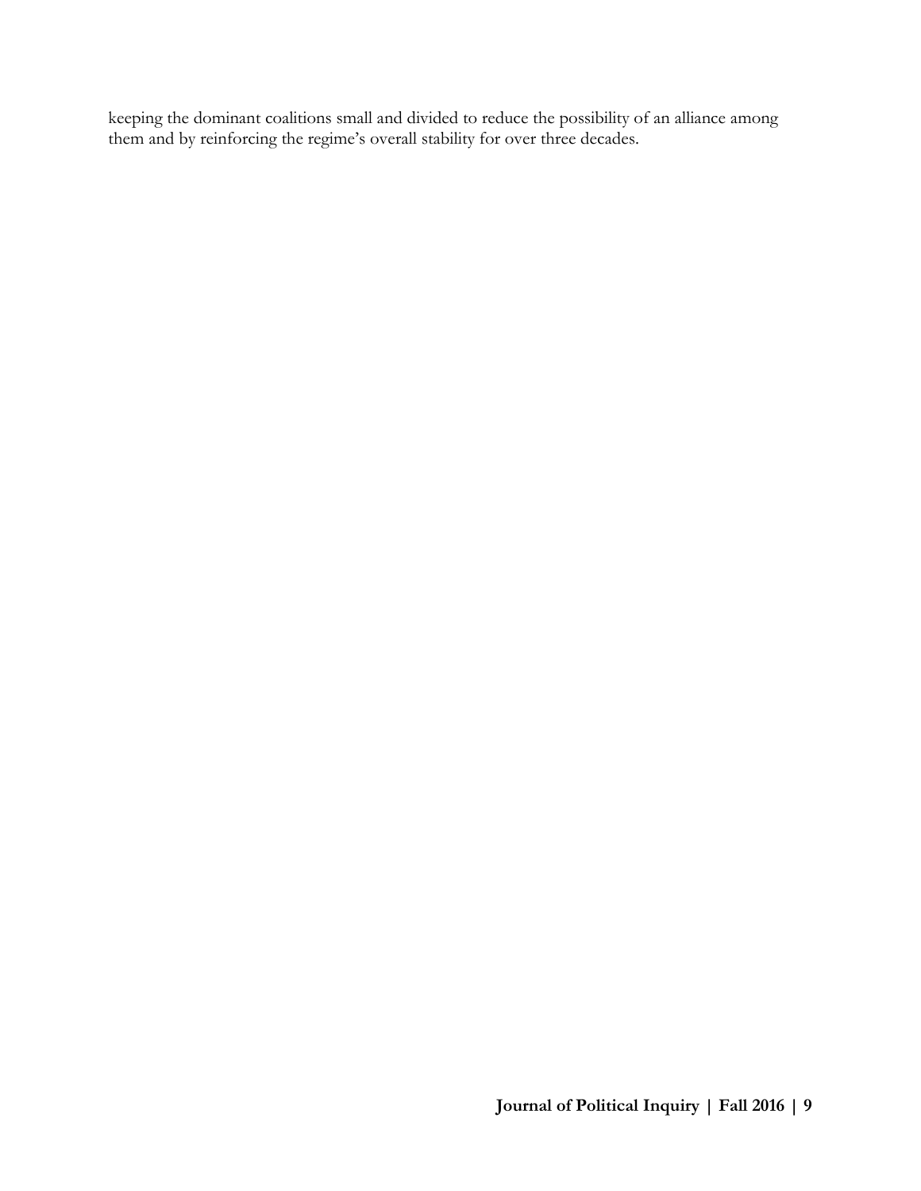keeping the dominant coalitions small and divided to reduce the possibility of an alliance among them and by reinforcing the regime's overall stability for over three decades.